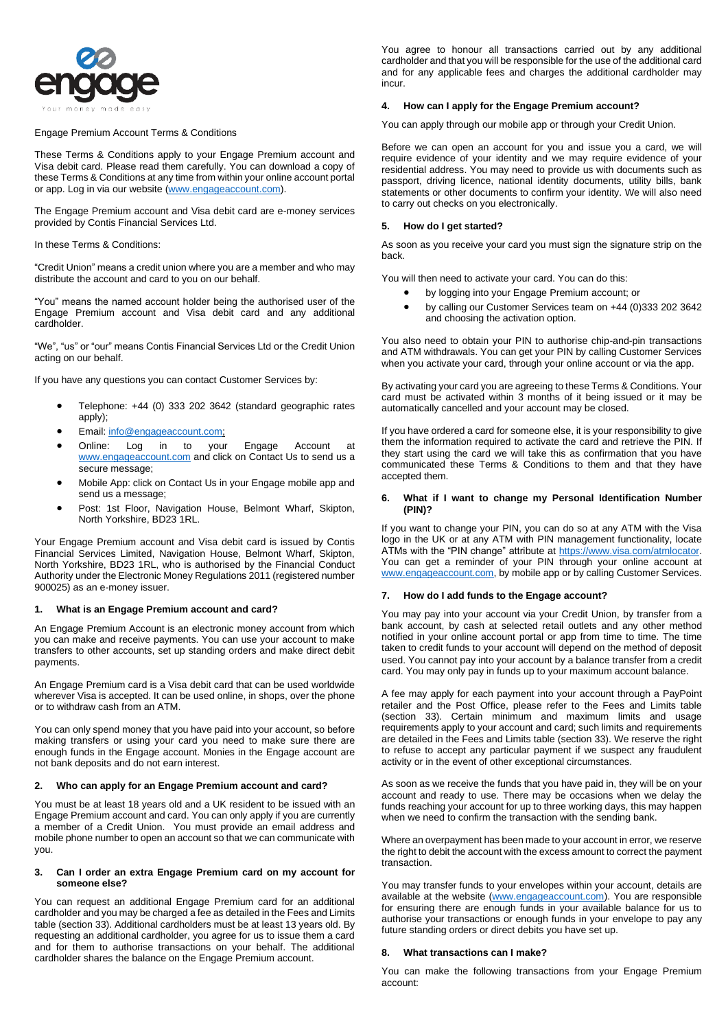Engage Premium Account Terms & Conditions

These Terms & Conditions apply to your Engage Premium account and Visa debit card. Please read them carefully. You can download a copy of these Terms & Conditions at any time from within your online account portal or app. Log in via our website (www.engageaccount.com).

The Engage Premium account and Visa debit card are e-money services provided by Contis Financial Services Ltd.

In these Terms & Conditions:

"Credit Union" means a credit union where you are a member and who may distribute the account and card to you on our behalf.

"You" means the named account holder being the authorised user of the Engage Premium account and Visa debit card and any additional cardholder.

"We", "us" or "our" means Contis Financial Services Ltd or the Credit Union acting on our behalf.

If you have any questions you can contact Customer Services by:

- Telephone: +44 (0) 333 202 3642 (standard geographic rates apply);
- Email: info@engageaccount.com;
- Online: Log in to your Engage Account at www.engageaccount.com and click on Contact Us to send us a secure message;
- Mobile App: click on Contact Us in your Engage mobile app and send us a message;
- Post: 1st Floor, Navigation House, Belmont Wharf, Skipton, North Yorkshire, BD23 1RL.

Your Engage Premium account and Visa debit card is issued by Contis Financial Services Limited, Navigation House, Belmont Wharf, Skipton, North Yorkshire, BD23 1RL, who is authorised by the Financial Conduct Authority under the Electronic Money Regulations 2011 (registered number 900025) as an e-money issuer.

## 1. What is an Engage Premium account and card?

An Engage Premium Account is an electronic money account from which you can make and receive payments. You can use your account to make transfers to other accounts, set up standing orders and make direct debit payments.

An Engage Premium card is a Visa debit card that can be used worldwide wherever Visa is accepted. It can be used online, in shops, over the phone or to withdraw cash from an ATM.

You can only spend money that you have paid into your account, so before making transfers or using your card you need to make sure there are enough funds in the Engage account. Monies in the Engage account are not bank deposits and do not earn interest.

## 2. Who can apply for an Engage Premium account and card?

You must be at least 18 years old and a UK resident to be issued with an Engage Premium account and card. You can only apply if you are currently a member of a Credit Union. You must provide an email address and mobile phone number to open an account so that we can communicate with you.

## 3. Can I order an extra Engage Premium card on my account for someone else?

You can request an additional Engage Premium card for an additional cardholder and you may be charged a fee as detailed in the Fees and Limits table (section 33). Additional cardholders must be at least 13 years old. By requesting an additional cardholder, you agree for us to issue them a card and for them to authorise transactions on your behalf. The additional cardholder shares the balance on the Engage Premium account.

You agree to honour all transactions carried out by any additional cardholder and that you will be responsible for the use of the additional card and for any applicable fees and charges the additional cardholder may incur.

## 4. How can I apply for the Engage Premium account?

You can apply through our mobile app or through your Credit Union.

Before we can open an account for you and issue you a card, we will require evidence of your identity and we may require evidence of your residential address. You may need to provide us with documents such as passport, driving licence, national identity documents, utility bills, bank statements or other documents to confirm your identity. We will also need to carry out checks on you electronically.

## 5. How do I get started?

As soon as you receive your card you must sign the signature strip on the back.

You will then need to activate your card. You can do this:

- by logging into your Engage Premium account; or
- by calling our Customer Services team on +44 (0)333 202 3642 and choosing the activation option.

You also need to obtain your PIN to authorise chip-and-pin transactions and ATM withdrawals. You can get your PIN by calling Customer Services when you activate your card, through your online account or via the app.

By activating your card you are agreeing to these Terms & Conditions. Your card must be activated within 3 months of it being issued or it may be automatically cancelled and your account may be closed.

If you have ordered a card for someone else, it is your responsibility to give them the information required to activate the card and retrieve the PIN. If they start using the card we will take this as confirmation that you have communicated these Terms & Conditions to them and that they have accepted them.

## 6. What if I want to change my Personal Identification Number (PIN)?

If you want to change your PIN, you can do so at any ATM with the Visa logo in the UK or at any ATM with PIN management functionality, locate ATMs with the "PIN change" attribute at https://www.visa.com/atmlocator. You can get a reminder of your PIN through your online account at www.engageaccount.com, by mobile app or by calling Customer Services.

## 7. How do I add funds to the Engage account?

You may pay into your account via your Credit Union, by transfer from a bank account, by cash at selected retail outlets and any other method notified in your online account portal or app from time to time. The time taken to credit funds to your account will depend on the method of deposit used. You cannot pay into your account by a balance transfer from a credit card. You may only pay in funds up to your maximum account balance.

A fee may apply for each payment into your account through a PayPoint retailer and the Post Office, please refer to the Fees and Limits table (section 33). Certain minimum and maximum limits and usage requirements apply to your account and card; such limits and requirements are detailed in the Fees and Limits table (section 33). We reserve the right to refuse to accept any particular payment if we suspect any fraudulent activity or in the event of other exceptional circumstances.

As soon as we receive the funds that you have paid in, they will be on your account and ready to use. There may be occasions when we delay the funds reaching your account for up to three working days, this may happen when we need to confirm the transaction with the sending bank.

Where an overpayment has been made to your account in error, we reserve the right to debit the account with the excess amount to correct the payment transaction.

You may transfer funds to your envelopes within your account, details are available at the website (www.engageaccount.com). You are responsible for ensuring there are enough funds in your available balance for us to authorise your transactions or enough funds in your envelope to pay any future standing orders or direct debits you have set up.

## 8. What transactions can I make?

You can make the following transactions from your Engage Premium account: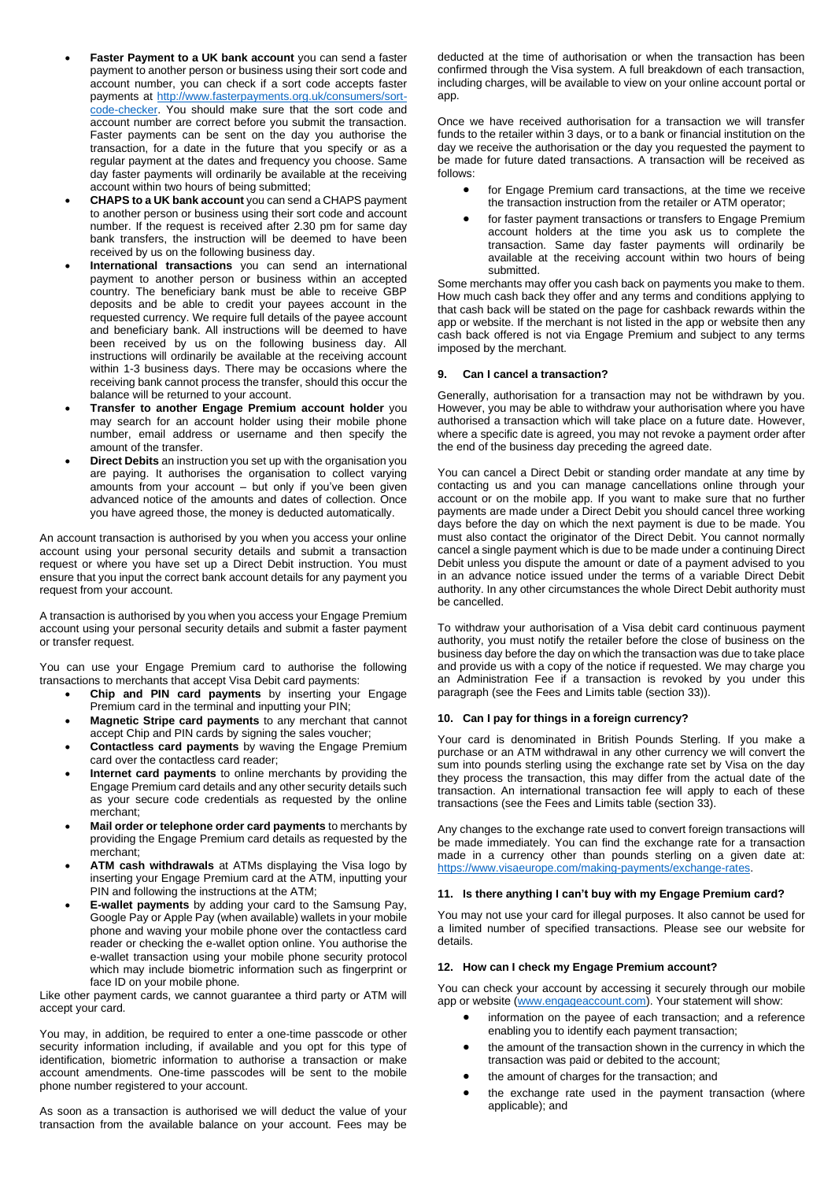- **Faster Payment to a UK bank account** you can send a faster payment to another person or business using their sort code and account number, you can check if a sort code accepts faster payments at http://www.fasterpayments.org.uk/consumers/sort-code-checker. You should make sure that the sort code and account number are correct before you submit the transaction. Faster payments can be sent on the day you authorise the transaction, for a date in the future that you specify or as a regular payment at the dates and frequency you choose. Same day faster payments will ordinarily be available at the receiving account within two hours of being submitted;
- **CHAPS to a UK bank account** you can send a CHAPS payment to another person or business using their sort code and account number. If the request is received after 2.30 pm for same day bank transfers, the instruction will be deemed to have been received by us on the following business day.
- **International transactions** you can send an international payment to another person or business within an accepted country. The beneficiary bank must be able to receive GBP deposits and be able to credit your payees account in the requested currency. We require full details of the payee account and beneficiary bank. All instructions will be deemed to have been received by us on the following business day. All instructions will ordinarily be available at the receiving account within 1-3 business days. There may be occasions where the receiving bank cannot process the transfer, should this occur the balance will be returned to your account.
- **Transfer to another Engage Premium account holder** you may search for an account holder using their mobile phone number, email address or username and then specify the amount of the transfer.
- **Direct Debits** an instruction you set up with the organisation you are paying. It authorises the organisation to collect varying amounts from your account – but only if you've been given advanced notice of the amounts and dates of collection. Once you have agreed those, the money is deducted automatically.

An account transaction is authorised by you when you access your online account using your personal security details and submit a transaction request or where you have set up a Direct Debit instruction. You must ensure that you input the correct bank account details for any payment you request from your account.

A transaction is authorised by you when you access your Engage Premium account using your personal security details and submit a faster payment or transfer request.

You can use your Engage Premium card to authorise the following transactions to merchants that accept Visa Debit card payments:

- **Chip and PIN card payments** by inserting your Engage Premium card in the terminal and inputting your PIN;
- **Magnetic Stripe card payments** to any merchant that cannot accept Chip and PIN cards by signing the sales voucher;
- **Contactless card payments** by waving the Engage Premium card over the contactless card reader;
- **Internet card payments** to online merchants by providing the Engage Premium card details and any other security details such as your secure code credentials as requested by the online merchant;
- **Mail order or telephone order card payments** to merchants by providing the Engage Premium card details as requested by the merchant;
- **ATM cash withdrawals** at ATMs displaying the Visa logo by inserting your Engage Premium card at the ATM, inputting your PIN and following the instructions at the ATM;
- **E-wallet payments** by adding your card to the Samsung Pay, Google Pay or Apple Pay (when available) wallets in your mobile phone and waving your mobile phone over the contactless card reader or checking the e-wallet option online. You authorise the e-wallet transaction using your mobile phone security protocol which may include biometric information such as fingerprint or face ID on your mobile phone.

Like other payment cards, we cannot guarantee a third party or ATM will accept your card.

You may, in addition, be required to enter a one-time passcode or other security information including, if available and you opt for this type of identification, biometric information to authorise a transaction or make account amendments. One-time passcodes will be sent to the mobile phone number registered to your account.

As soon as a transaction is authorised we will deduct the value of your transaction from the available balance on your account. Fees may be deducted at the time of authorisation or when the transaction has been confirmed through the Visa system. A full breakdown of each transaction, including charges, will be available to view on your online account portal or app.

Once we have received authorisation for a transaction we will transfer funds to the retailer within 3 days, or to a bank or financial institution on the day we receive the authorisation or the day you requested the payment to be made for future dated transactions. A transaction will be received as follows:

- for Engage Premium card transactions, at the time we receive the transaction instruction from the retailer or ATM operator;
- for faster payment transactions or transfers to Engage Premium account holders at the time you ask us to complete the transaction. Same day faster payments will ordinarily be available at the receiving account within two hours of being submitted.

Some merchants may offer you cash back on payments you make to them. How much cash back they offer and any terms and conditions applying to that cash back will be stated on the page for cashback rewards within the app or website. If the merchant is not listed in the app or website then any cash back offered is not via Engage Premium and subject to any terms imposed by the merchant.

## 9. Can I cancel a transaction?

Generally, authorisation for a transaction may not be withdrawn by you. However, you may be able to withdraw your authorisation where you have authorised a transaction which will take place on a future date. However, where a specific date is agreed, you may not revoke a payment order after the end of the business day preceding the agreed date.

You can cancel a Direct Debit or standing order mandate at any time by contacting us and you can manage cancellations online through your account or on the mobile app. If you want to make sure that no further payments are made under a Direct Debit you should cancel three working days before the day on which the next payment is due to be made. You must also contact the originator of the Direct Debit. You cannot normally cancel a single payment which is due to be made under a continuing Direct Debit unless you dispute the amount or date of a payment advised to you in an advance notice issued under the terms of a variable Direct Debit authority. In any other circumstances the whole Direct Debit authority must be cancelled.

To withdraw your authorisation of a Visa debit card continuous payment authority, you must notify the retailer before the close of business on the business day before the day on which the transaction was due to take place and provide us with a copy of the notice if requested. We may charge you an Administration Fee if a transaction is revoked by you under this paragraph (see the Fees and Limits table (section 33)).

## 10. Can I pay for things in a foreign currency?

Your card is denominated in British Pounds Sterling. If you make a purchase or an ATM withdrawal in any other currency we will convert the sum into pounds sterling using the exchange rate set by Visa on the day they process the transaction, this may differ from the actual date of the transaction. An international transaction fee will apply to each of these transactions (see the Fees and Limits table (section 33).

Any changes to the exchange rate used to convert foreign transactions will be made immediately. You can find the exchange rate for a transaction made in a currency other than pounds sterling on a given date at: https://www.visaeurope.com/making-payments/exchange-rates.

## 11. Is there anything I can't buy with my Engage Premium card?

You may not use your card for illegal purposes. It also cannot be used for a limited number of specified transactions. Please see our website for details.

## 12. How can I check my Engage Premium account?

You can check your account by accessing it securely through our mobile app or website (www.engageaccount.com). Your statement will show:

- information on the payee of each transaction; and a reference enabling you to identify each payment transaction;
- the amount of the transaction shown in the currency in which the transaction was paid or debited to the account;
- the amount of charges for the transaction; and
- the exchange rate used in the payment transaction (where applicable); and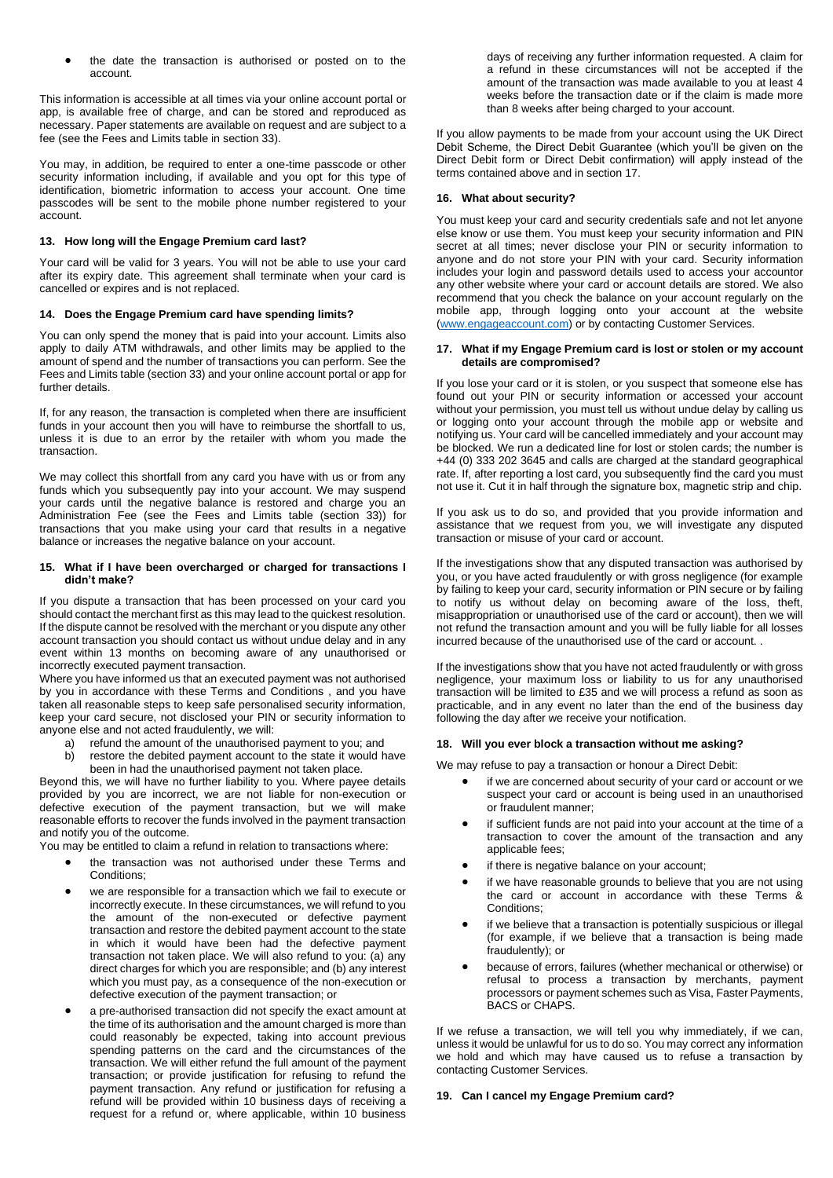- the date the transaction is authorised or posted on to the account.

This information is accessible at all times via your online account portal or app, is available free of charge, and can be stored and reproduced as necessary. Paper statements are available on request and are subject to a fee (see the Fees and Limits table in section 33).

You may, in addition, be required to enter a one-time passcode or other security information including, if available and you opt for this type of identification, biometric information to access your account. One time passcodes will be sent to the mobile phone number registered to your account.

### 13. How long will the Engage Premium card last?

Your card will be valid for 3 years. You will not be able to use your card after its expiry date. This agreement shall terminate when your card is cancelled or expires and is not replaced.

### 14. Does the Engage Premium card have spending limits?

You can only spend the money that is paid into your account. Limits also apply to daily ATM withdrawals, and other limits may be applied to the amount of spend and the number of transactions you can perform. See the Fees and Limits table (section 33) and your online account portal or app for further details.

If, for any reason, the transaction is completed when there are insufficient funds in your account then you will have to reimburse the shortfall to us, unless it is due to an error by the retailer with whom you made the transaction.

We may collect this shortfall from any card you have with us or from any funds which you subsequently pay into your account. We may suspend your cards until the negative balance is restored and charge you an Administration Fee (see the Fees and Limits table (section 33)) for transactions that you make using your card that results in a negative balance or increases the negative balance on your account.

### 15. What if I have been overcharged or charged for transactions I didn't make?

If you dispute a transaction that has been processed on your card you should contact the merchant first as this may lead to the quickest resolution. If the dispute cannot be resolved with the merchant or you dispute any other account transaction you should contact us without undue delay and in any event within 13 months on becoming aware of any unauthorised or incorrectly executed payment transaction.
Where you have informed us that an executed payment was not authorised by you in accordance with these Terms and Conditions , and you have taken all reasonable steps to keep safe personalised security information, keep your card secure, not disclosed your PIN or security information to anyone else and not acted fraudulently, we will:

a) refund the amount of the unauthorised payment to you; and
b) restore the debited payment account to the state it would have been in had the unauthorised payment not taken place.

Beyond this, we will have no further liability to you. Where payee details provided by you are incorrect, we are not liable for non-execution or defective execution of the payment transaction, but we will make reasonable efforts to recover the funds involved in the payment transaction and notify you of the outcome.
You may be entitled to claim a refund in relation to transactions where:

- the transaction was not authorised under these Terms and Conditions;
- we are responsible for a transaction which we fail to execute or incorrectly execute. In these circumstances, we will refund to you the amount of the non-executed or defective payment transaction and restore the debited payment account to the state in which it would have been had the defective payment transaction not taken place. We will also refund to you: (a) any direct charges for which you are responsible; and (b) any interest which you must pay, as a consequence of the non-execution or defective execution of the payment transaction; or
- a pre-authorised transaction did not specify the exact amount at the time of its authorisation and the amount charged is more than could reasonably be expected, taking into account previous spending patterns on the card and the circumstances of the transaction. We will either refund the full amount of the payment transaction; or provide justification for refusing to refund the payment transaction. Any refund or justification for refusing a refund will be provided within 10 business days of receiving a request for a refund or, where applicable, within 10 business days of receiving any further information requested. A claim for a refund in these circumstances will not be accepted if the amount of the transaction was made available to you at least 4 weeks before the transaction date or if the claim is made more than 8 weeks after being charged to your account.

If you allow payments to be made from your account using the UK Direct Debit Scheme, the Direct Debit Guarantee (which you'll be given on the Direct Debit form or Direct Debit confirmation) will apply instead of the terms contained above and in section 17.

### 16. What about security?

You must keep your card and security credentials safe and not let anyone else know or use them. You must keep your security information and PIN secret at all times; never disclose your PIN or security information to anyone and do not store your PIN with your card. Security information includes your login and password details used to access your accountor any other website where your card or account details are stored. We also recommend that you check the balance on your account regularly on the mobile app, through logging onto your account at the website (www.engageaccount.com) or by contacting Customer Services.

### 17. What if my Engage Premium card is lost or stolen or my account details are compromised?

If you lose your card or it is stolen, or you suspect that someone else has found out your PIN or security information or accessed your account without your permission, you must tell us without undue delay by calling us or logging onto your account through the mobile app or website and notifying us. Your card will be cancelled immediately and your account may be blocked. We run a dedicated line for lost or stolen cards; the number is +44 (0) 333 202 3645 and calls are charged at the standard geographical rate. If, after reporting a lost card, you subsequently find the card you must not use it. Cut it in half through the signature box, magnetic strip and chip.

If you ask us to do so, and provided that you provide information and assistance that we request from you, we will investigate any disputed transaction or misuse of your card or account.

If the investigations show that any disputed transaction was authorised by you, or you have acted fraudulently or with gross negligence (for example by failing to keep your card, security information or PIN secure or by failing to notify us without delay on becoming aware of the loss, theft, misappropriation or unauthorised use of the card or account), then we will not refund the transaction amount and you will be fully liable for all losses incurred because of the unauthorised use of the card or account. .

If the investigations show that you have not acted fraudulently or with gross negligence, your maximum loss or liability to us for any unauthorised transaction will be limited to £35 and we will process a refund as soon as practicable, and in any event no later than the end of the business day following the day after we receive your notification.

### 18. Will you ever block a transaction without me asking?

We may refuse to pay a transaction or honour a Direct Debit:

- if we are concerned about security of your card or account or we suspect your card or account is being used in an unauthorised or fraudulent manner;
- if sufficient funds are not paid into your account at the time of a transaction to cover the amount of the transaction and any applicable fees;
- if there is negative balance on your account;
- if we have reasonable grounds to believe that you are not using the card or account in accordance with these Terms & Conditions;
- if we believe that a transaction is potentially suspicious or illegal (for example, if we believe that a transaction is being made fraudulently); or
- because of errors, failures (whether mechanical or otherwise) or refusal to process a transaction by merchants, payment processors or payment schemes such as Visa, Faster Payments, BACS or CHAPS.

If we refuse a transaction, we will tell you why immediately, if we can, unless it would be unlawful for us to do so. You may correct any information we hold and which may have caused us to refuse a transaction by contacting Customer Services.

### 19. Can I cancel my Engage Premium card?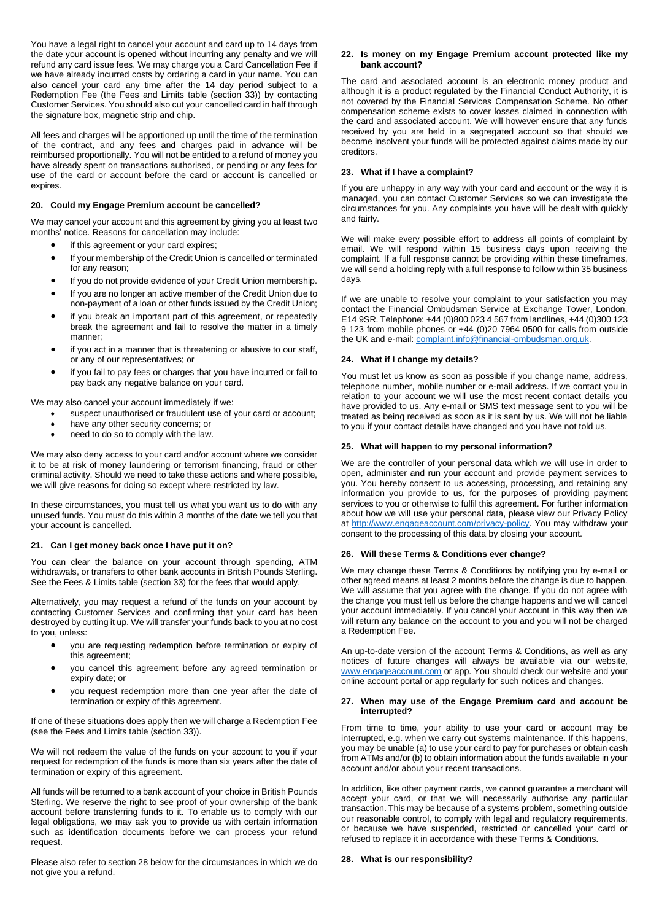You have a legal right to cancel your account and card up to 14 days from the date your account is opened without incurring any penalty and we will refund any card issue fees. We may charge you a Card Cancellation Fee if we have already incurred costs by ordering a card in your name. You can also cancel your card any time after the 14 day period subject to a Redemption Fee (the Fees and Limits table (section 33)) by contacting Customer Services. You should also cut your cancelled card in half through the signature box, magnetic strip and chip.

All fees and charges will be apportioned up until the time of the termination of the contract, and any fees and charges paid in advance will be reimbursed proportionally. You will not be entitled to a refund of money you have already spent on transactions authorised, or pending or any fees for use of the card or account before the card or account is cancelled or expires.

### 20. Could my Engage Premium account be cancelled?

We may cancel your account and this agreement by giving you at least two months' notice. Reasons for cancellation may include:

- if this agreement or your card expires;
- If your membership of the Credit Union is cancelled or terminated for any reason;
- If you do not provide evidence of your Credit Union membership.
- If you are no longer an active member of the Credit Union due to non-payment of a loan or other funds issued by the Credit Union;
- if you break an important part of this agreement, or repeatedly break the agreement and fail to resolve the matter in a timely manner;
- if you act in a manner that is threatening or abusive to our staff, or any of our representatives; or
- if you fail to pay fees or charges that you have incurred or fail to pay back any negative balance on your card.

We may also cancel your account immediately if we:

- suspect unauthorised or fraudulent use of your card or account;
- have any other security concerns; or
- need to do so to comply with the law.

We may also deny access to your card and/or account where we consider it to be at risk of money laundering or terrorism financing, fraud or other criminal activity. Should we need to take these actions and where possible, we will give reasons for doing so except where restricted by law.

In these circumstances, you must tell us what you want us to do with any unused funds. You must do this within 3 months of the date we tell you that your account is cancelled.

### 21. Can I get money back once I have put it on?

You can clear the balance on your account through spending, ATM withdrawals, or transfers to other bank accounts in British Pounds Sterling. See the Fees & Limits table (section 33) for the fees that would apply.

Alternatively, you may request a refund of the funds on your account by contacting Customer Services and confirming that your card has been destroyed by cutting it up. We will transfer your funds back to you at no cost to you, unless:

- you are requesting redemption before termination or expiry of this agreement;
- you cancel this agreement before any agreed termination or expiry date; or
- you request redemption more than one year after the date of termination or expiry of this agreement.

If one of these situations does apply then we will charge a Redemption Fee (see the Fees and Limits table (section 33)).

We will not redeem the value of the funds on your account to you if your request for redemption of the funds is more than six years after the date of termination or expiry of this agreement.

All funds will be returned to a bank account of your choice in British Pounds Sterling. We reserve the right to see proof of your ownership of the bank account before transferring funds to it. To enable us to comply with our legal obligations, we may ask you to provide us with certain information such as identification documents before we can process your refund request.

Please also refer to section 28 below for the circumstances in which we do not give you a refund.

### 22. Is money on my Engage Premium account protected like my bank account?

The card and associated account is an electronic money product and although it is a product regulated by the Financial Conduct Authority, it is not covered by the Financial Services Compensation Scheme. No other compensation scheme exists to cover losses claimed in connection with the card and associated account. We will however ensure that any funds received by you are held in a segregated account so that should we become insolvent your funds will be protected against claims made by our creditors.

### 23. What if I have a complaint?

If you are unhappy in any way with your card and account or the way it is managed, you can contact Customer Services so we can investigate the circumstances for you. Any complaints you have will be dealt with quickly and fairly.

We will make every possible effort to address all points of complaint by email. We will respond within 15 business days upon receiving the complaint. If a full response cannot be providing within these timeframes, we will send a holding reply with a full response to follow within 35 business days.

If we are unable to resolve your complaint to your satisfaction you may contact the Financial Ombudsman Service at Exchange Tower, London, E14 9SR. Telephone: +44 (0)800 023 4 567 from landlines, +44 (0)300 123 9 123 from mobile phones or +44 (0)20 7964 0500 for calls from outside the UK and e-mail: complaint.info@financial-ombudsman.org.uk.

### 24. What if I change my details?

You must let us know as soon as possible if you change name, address, telephone number, mobile number or e-mail address. If we contact you in relation to your account we will use the most recent contact details you have provided to us. Any e-mail or SMS text message sent to you will be treated as being received as soon as it is sent by us. We will not be liable to you if your contact details have changed and you have not told us.

### 25. What will happen to my personal information?

We are the controller of your personal data which we will use in order to open, administer and run your account and provide payment services to you. You hereby consent to us accessing, processing, and retaining any information you provide to us, for the purposes of providing payment services to you or otherwise to fulfil this agreement. For further information about how we will use your personal data, please view our Privacy Policy at http://www.engageaccount.com/privacy-policy. You may withdraw your consent to the processing of this data by closing your account.

### 26. Will these Terms & Conditions ever change?

We may change these Terms & Conditions by notifying you by e-mail or other agreed means at least 2 months before the change is due to happen. We will assume that you agree with the change. If you do not agree with the change you must tell us before the change happens and we will cancel your account immediately. If you cancel your account in this way then we will return any balance on the account to you and you will not be charged a Redemption Fee.

An up-to-date version of the account Terms & Conditions, as well as any notices of future changes will always be available via our website, www.engageaccount.com or app. You should check our website and your online account portal or app regularly for such notices and changes.

### 27. When may use of the Engage Premium card and account be interrupted?

From time to time, your ability to use your card or account may be interrupted, e.g. when we carry out systems maintenance. If this happens, you may be unable (a) to use your card to pay for purchases or obtain cash from ATMs and/or (b) to obtain information about the funds available in your account and/or about your recent transactions.

In addition, like other payment cards, we cannot guarantee a merchant will accept your card, or that we will necessarily authorise any particular transaction. This may be because of a systems problem, something outside our reasonable control, to comply with legal and regulatory requirements, or because we have suspended, restricted or cancelled your card or refused to replace it in accordance with these Terms & Conditions.

### 28. What is our responsibility?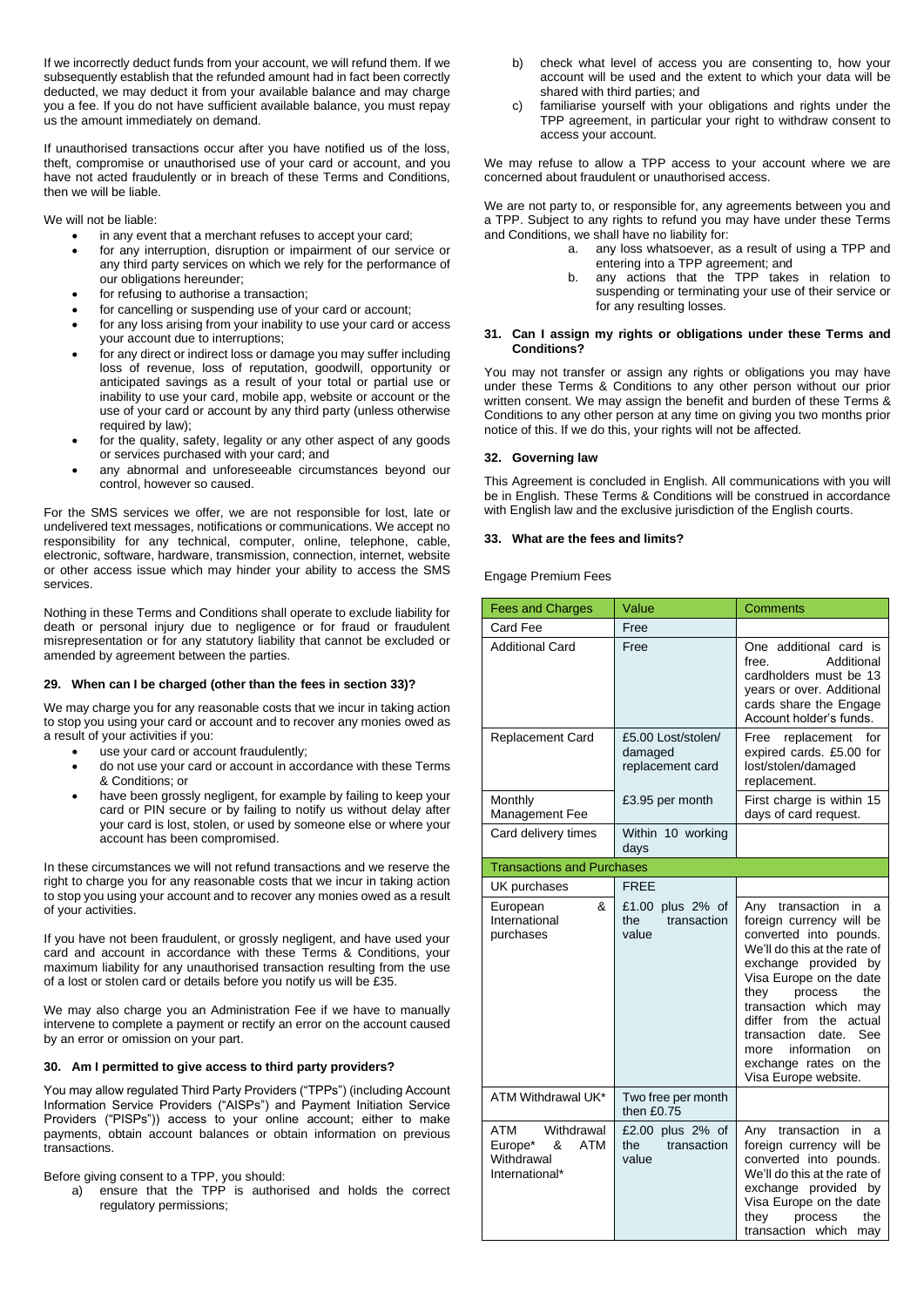If we incorrectly deduct funds from your account, we will refund them. If we subsequently establish that the refunded amount had in fact been correctly deducted, we may deduct it from your available balance and may charge you a fee. If you do not have sufficient available balance, you must repay us the amount immediately on demand.

If unauthorised transactions occur after you have notified us of the loss, theft, compromise or unauthorised use of your card or account, and you have not acted fraudulently or in breach of these Terms and Conditions, then we will be liable.

We will not be liable:

- in any event that a merchant refuses to accept your card;
- for any interruption, disruption or impairment of our service or any third party services on which we rely for the performance of our obligations hereunder;
- for refusing to authorise a transaction;
- for cancelling or suspending use of your card or account;
- for any loss arising from your inability to use your card or access your account due to interruptions;
- for any direct or indirect loss or damage you may suffer including loss of revenue, loss of reputation, goodwill, opportunity or anticipated savings as a result of your total or partial use or inability to use your card, mobile app, website or account or the use of your card or account by any third party (unless otherwise required by law);
- for the quality, safety, legality or any other aspect of any goods or services purchased with your card; and
- any abnormal and unforeseeable circumstances beyond our control, however so caused.

For the SMS services we offer, we are not responsible for lost, late or undelivered text messages, notifications or communications. We accept no responsibility for any technical, computer, online, telephone, cable, electronic, software, hardware, transmission, connection, internet, website or other access issue which may hinder your ability to access the SMS services.

Nothing in these Terms and Conditions shall operate to exclude liability for death or personal injury due to negligence or for fraud or fraudulent misrepresentation or for any statutory liability that cannot be excluded or amended by agreement between the parties.

### 29. When can I be charged (other than the fees in section 33)?

We may charge you for any reasonable costs that we incur in taking action to stop you using your card or account and to recover any monies owed as a result of your activities if you:

- use your card or account fraudulently;
- do not use your card or account in accordance with these Terms & Conditions; or
- have been grossly negligent, for example by failing to keep your card or PIN secure or by failing to notify us without delay after your card is lost, stolen, or used by someone else or where your account has been compromised.

In these circumstances we will not refund transactions and we reserve the right to charge you for any reasonable costs that we incur in taking action to stop you using your account and to recover any monies owed as a result of your activities.

If you have not been fraudulent, or grossly negligent, and have used your card and account in accordance with these Terms & Conditions, your maximum liability for any unauthorised transaction resulting from the use of a lost or stolen card or details before you notify us will be £35.

We may also charge you an Administration Fee if we have to manually intervene to complete a payment or rectify an error on the account caused by an error or omission on your part.

### 30. Am I permitted to give access to third party providers?

You may allow regulated Third Party Providers ("TPPs") (including Account Information Service Providers ("AISPs") and Payment Initiation Service Providers ("PISPs")) access to your online account; either to make payments, obtain account balances or obtain information on previous transactions.

Before giving consent to a TPP, you should:

a) ensure that the TPP is authorised and holds the correct regulatory permissions;

b) check what level of access you are consenting to, how your account will be used and the extent to which your data will be shared with third parties; and

c) familiarise yourself with your obligations and rights under the TPP agreement, in particular your right to withdraw consent to access your account.

We may refuse to allow a TPP access to your account where we are concerned about fraudulent or unauthorised access.

We are not party to, or responsible for, any agreements between you and a TPP. Subject to any rights to refund you may have under these Terms and Conditions, we shall have no liability for:

a. any loss whatsoever, as a result of using a TPP and entering into a TPP agreement; and

b. any actions that the TPP takes in relation to suspending or terminating your use of their service or for any resulting losses.

### 31. Can I assign my rights or obligations under these Terms and Conditions?

You may not transfer or assign any rights or obligations you may have under these Terms & Conditions to any other person without our prior written consent. We may assign the benefit and burden of these Terms & Conditions to any other person at any time on giving you two months prior notice of this. If we do this, your rights will not be affected.

### 32. Governing law

This Agreement is concluded in English. All communications with you will be in English. These Terms & Conditions will be construed in accordance with English law and the exclusive jurisdiction of the English courts.

### 33. What are the fees and limits?

Engage Premium Fees

| Fees and Charges | Value | Comments |
|---|---|---|
| Card Fee | Free | |
| Additional Card | Free | One additional card is free. Additional cardholders must be 13 years or over. Additional cards share the Engage Account holder's funds. |
| Replacement Card | £5.00 Lost/stolen/damaged replacement card | Free replacement for expired cards. £5.00 for lost/stolen/damaged replacement. |
| Monthly Management Fee | £3.95 per month | First charge is within 15 days of card request. |
| Card delivery times | Within 10 working days | |
| Transactions and Purchases | | |
| UK purchases | FREE | |
| European & International purchases | £1.00 plus 2% of the transaction value | Any transaction in a foreign currency will be converted into pounds. We'll do this at the rate of exchange provided by Visa Europe on the date they process the transaction which may differ from the actual transaction date. See more information on the exchange rates on the Visa Europe website. |
| ATM Withdrawal UK* | Two free per month then £0.75 | |
| ATM Withdrawal Europe* & ATM Withdrawal International* | £2.00 plus 2% of the transaction value | Any transaction in a foreign currency will be converted into pounds. We'll do this at the rate of exchange provided by Visa Europe on the date they process the transaction which may |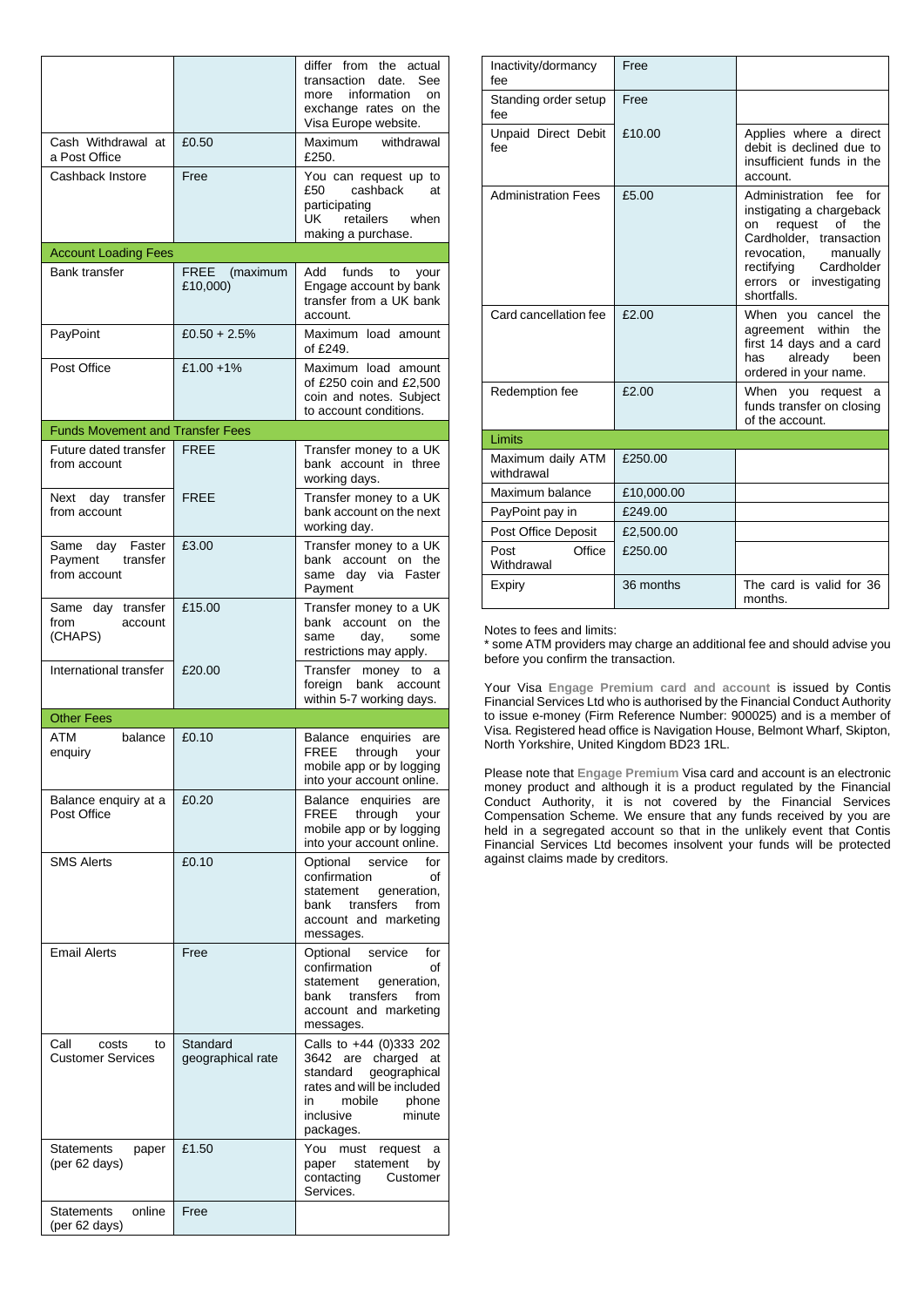| | | |
|---|---|---|
| | | differ from the actual transaction date. See more information on exchange rates on the Visa Europe website. |
| Cash Withdrawal at a Post Office | £0.50 | Maximum withdrawal £250. |
| Cashback Instore | Free | You can request up to £50 cashback at participating UK retailers when making a purchase. |
| Account Loading Fees | | |
| Bank transfer | FREE (maximum £10,000) | Add funds to your Engage account by bank transfer from a UK bank account. |
| PayPoint | £0.50 + 2.5% | Maximum load amount of £249. |
| Post Office | £1.00 +1% | Maximum load amount of £250 coin and £2,500 coin and notes. Subject to account conditions. |
| Funds Movement and Transfer Fees | | |
| Future dated transfer from account | FREE | Transfer money to a UK bank account in three working days. |
| Next day transfer from account | FREE | Transfer money to a UK bank account on the next working day. |
| Same day Faster Payment transfer from account | £3.00 | Transfer money to a UK bank account on the same day via Faster Payment |
| Same day transfer from account (CHAPS) | £15.00 | Transfer money to a UK bank account on the same day, some restrictions may apply. |
| International transfer | £20.00 | Transfer money to a foreign bank account within 5-7 working days. |
| Other Fees | | |
| ATM balance enquiry | £0.10 | Balance enquiries are FREE through your mobile app or by logging into your account online. |
| Balance enquiry at a Post Office | £0.20 | Balance enquiries are FREE through your mobile app or by logging into your account online. |
| SMS Alerts | £0.10 | Optional service for confirmation of statement generation, bank transfers from account and marketing messages. |
| Email Alerts | Free | Optional service for confirmation of statement generation, bank transfers from account and marketing messages. |
| Call costs to Customer Services | Standard geographical rate | Calls to +44 (0)333 202 3642 are charged at standard geographical rates and will be included in mobile phone inclusive minute packages. |
| Statements paper (per 62 days) | £1.50 | You must request a paper statement by contacting Customer Services. |
| Statements online (per 62 days) | Free | |
| Inactivity/dormancy fee | Free | |
| Standing order setup fee | Free | |
| Unpaid Direct Debit fee | £10.00 | Applies where a direct debit is declined due to insufficient funds in the account. |
| Administration Fees | £5.00 | Administration fee for instigating a chargeback on request of the Cardholder, transaction revocation, manually rectifying Cardholder errors or investigating shortfalls. |
| Card cancellation fee | £2.00 | When you cancel the agreement within the first 14 days and a card has already been ordered in your name. |
| Redemption fee | £2.00 | When you request a funds transfer on closing of the account. |
| Limits | | |
| Maximum daily ATM withdrawal | £250.00 | |
| Maximum balance | £10,000.00 | |
| PayPoint pay in | £249.00 | |
| Post Office Deposit | £2,500.00 | |
| Post Office Withdrawal | £250.00 | |
| Expiry | 36 months | The card is valid for 36 months. |

Notes to fees and limits:
* some ATM providers may charge an additional fee and should advise you before you confirm the transaction.

Your Visa **Engage Premium card and account** is issued by Contis Financial Services Ltd who is authorised by the Financial Conduct Authority to issue e-money (Firm Reference Number: 900025) and is a member of Visa. Registered head office is Navigation House, Belmont Wharf, Skipton, North Yorkshire, United Kingdom BD23 1RL.

Please note that **Engage Premium** Visa card and account is an electronic money product and although it is a product regulated by the Financial Conduct Authority, it is not covered by the Financial Services Compensation Scheme. We ensure that any funds received by you are held in a segregated account so that in the unlikely event that Contis Financial Services Ltd becomes insolvent your funds will be protected against claims made by creditors.